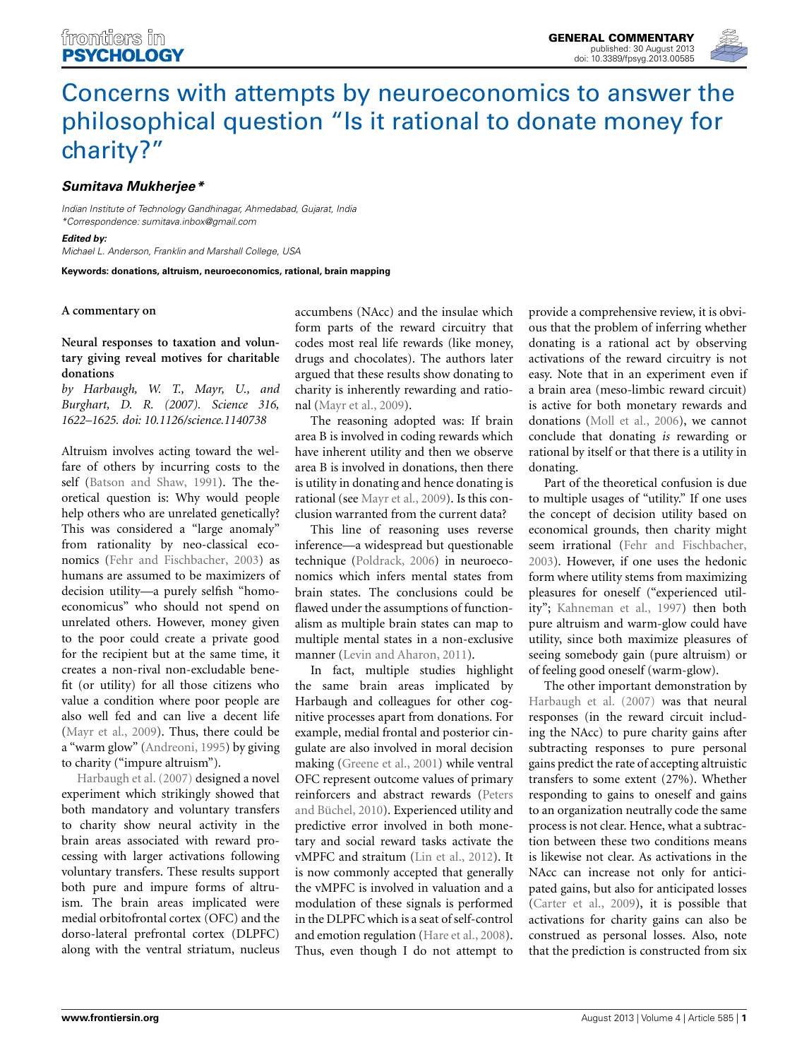# Concerns with attempts by neuroeconomics to answer the philosophical question "Is it rational to donate money for charity?"

***Sumitava Mukherjee****

*Indian Institute of Technology Gandhinagar, Ahmedabad, Gujarat, India*
*\*Correspondence: sumitava.inbox@gmail.com*

***Edited by:***
*Michael L. Anderson, Franklin and Marshall College, USA*

**Keywords: donations, altruism, neuroeconomics, rational, brain mapping**

**A commentary on**

**Neural responses to taxation and voluntary giving reveal motives for charitable donations**

*by Harbaugh, W. T., Mayr, U., and Burghart, D. R. (2007). Science 316, 1622–1625. doi: 10.1126/science.1140738*

Altruism involves acting toward the welfare of others by incurring costs to the self (Batson and Shaw, 1991). The theoretical question is: Why would people help others who are unrelated genetically? This was considered a "large anomaly" from rationality by neo-classical economics (Fehr and Fischbacher, 2003) as humans are assumed to be maximizers of decision utility—a purely selfish "homo-economicus" who should not spend on unrelated others. However, money given to the poor could create a private good for the recipient but at the same time, it creates a non-rival non-excludable benefit (or utility) for all those citizens who value a condition where poor people are also well fed and can live a decent life (Mayr et al., 2009). Thus, there could be a "warm glow" (Andreoni, 1995) by giving to charity ("impure altruism").

Harbaugh et al. (2007) designed a novel experiment which strikingly showed that both mandatory and voluntary transfers to charity show neural activity in the brain areas associated with reward processing with larger activations following voluntary transfers. These results support both pure and impure forms of altruism. The brain areas implicated were medial orbitofrontal cortex (OFC) and the dorso-lateral prefrontal cortex (DLPFC) along with the ventral striatum, nucleus accumbens (NAcc) and the insulae which form parts of the reward circuitry that codes most real life rewards (like money, drugs and chocolates). The authors later argued that these results show donating to charity is inherently rewarding and rational (Mayr et al., 2009).

The reasoning adopted was: If brain area B is involved in coding rewards which have inherent utility and then we observe area B is involved in donations, then there is utility in donating and hence donating is rational (see Mayr et al., 2009). Is this conclusion warranted from the current data?

This line of reasoning uses reverse inference—a widespread but questionable technique (Poldrack, 2006) in neuroeconomics which infers mental states from brain states. The conclusions could be flawed under the assumptions of functionalism as multiple brain states can map to multiple mental states in a non-exclusive manner (Levin and Aharon, 2011).

In fact, multiple studies highlight the same brain areas implicated by Harbaugh and colleagues for other cognitive processes apart from donations. For example, medial frontal and posterior cingulate are also involved in moral decision making (Greene et al., 2001) while ventral OFC represent outcome values of primary reinforcers and abstract rewards (Peters and Büchel, 2010). Experienced utility and predictive error involved in both monetary and social reward tasks activate the vMPFC and straitum (Lin et al., 2012). It is now commonly accepted that generally the vMPFC is involved in valuation and a modulation of these signals is performed in the DLPFC which is a seat of self-control and emotion regulation (Hare et al., 2008). Thus, even though I do not attempt to provide a comprehensive review, it is obvious that the problem of inferring whether donating is a rational act by observing activations of the reward circuitry is not easy. Note that in an experiment even if a brain area (meso-limbic reward circuit) is active for both monetary rewards and donations (Moll et al., 2006), we cannot conclude that donating *is* rewarding or rational by itself or that there is a utility in donating.

Part of the theoretical confusion is due to multiple usages of "utility." If one uses the concept of decision utility based on economical grounds, then charity might seem irrational (Fehr and Fischbacher, 2003). However, if one uses the hedonic form where utility stems from maximizing pleasures for oneself ("experienced utility"; Kahneman et al., 1997) then both pure altruism and warm-glow could have utility, since both maximize pleasures of seeing somebody gain (pure altruism) or of feeling good oneself (warm-glow).

The other important demonstration by Harbaugh et al. (2007) was that neural responses (in the reward circuit including the NAcc) to pure charity gains after subtracting responses to pure personal gains predict the rate of accepting altruistic transfers to some extent (27%). Whether responding to gains to oneself and gains to an organization neutrally code the same process is not clear. Hence, what a subtraction between these two conditions means is likewise not clear. As activations in the NAcc can increase not only for anticipated gains, but also for anticipated losses (Carter et al., 2009), it is possible that activations for charity gains can also be construed as personal losses. Also, note that the prediction is constructed from six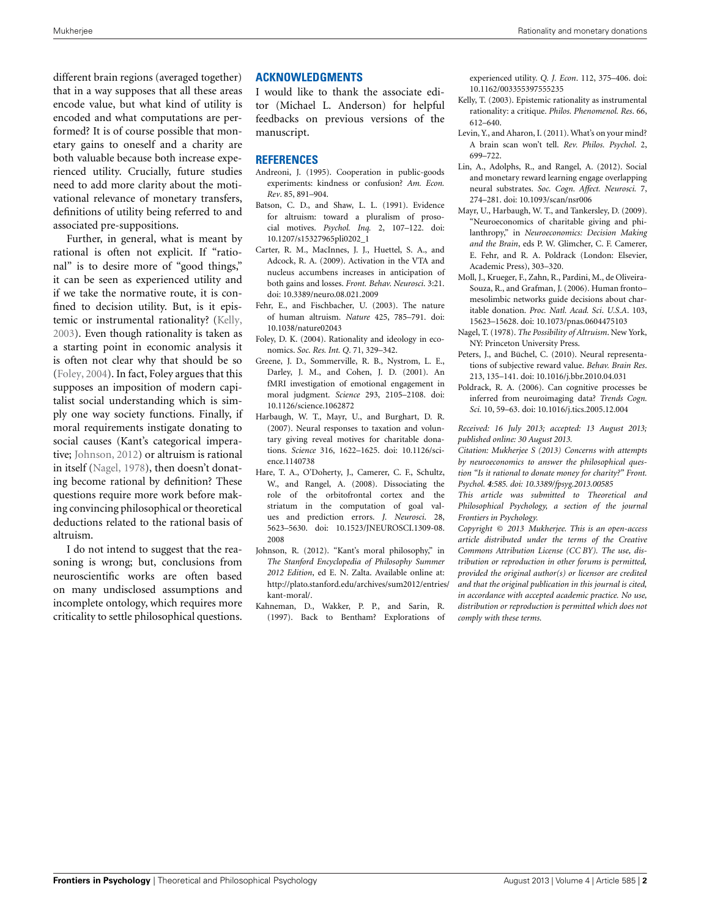different brain regions (averaged together) that in a way supposes that all these areas encode value, but what kind of utility is encoded and what computations are performed? It is of course possible that monetary gains to oneself and a charity are both valuable because both increase experienced utility. Crucially, future studies need to add more clarity about the motivational relevance of monetary transfers, definitions of utility being referred to and associated pre-suppositions.

Further, in general, what is meant by rational is often not explicit. If "rational" is to desire more of "good things," it can be seen as experienced utility and if we take the normative route, it is confined to decision utility. But, is it epistemic or instrumental rationality? (Kelly, 2003). Even though rationality is taken as a starting point in economic analysis it is often not clear why that should be so (Foley, 2004). In fact, Foley argues that this supposes an imposition of modern capitalist social understanding which is simply one way society functions. Finally, if moral requirements instigate donating to social causes (Kant's categorical imperative; Johnson, 2012) or altruism is rational in itself (Nagel, 1978), then doesn't donating become rational by definition? These questions require more work before making convincing philosophical or theoretical deductions related to the rational basis of altruism.

I do not intend to suggest that the reasoning is wrong; but, conclusions from neuroscientific works are often based on many undisclosed assumptions and incomplete ontology, which requires more criticality to settle philosophical questions.

## ACKNOWLEDGMENTS

I would like to thank the associate editor (Michael L. Anderson) for helpful feedbacks on previous versions of the manuscript.

## REFERENCES

Andreoni, J. (1995). Cooperation in public-goods experiments: kindness or confusion? *Am. Econ. Rev*. 85, 891–904.

Batson, C. D., and Shaw, L. L. (1991). Evidence for altruism: toward a pluralism of prosocial motives. *Psychol. Inq.* 2, 107–122. doi: 10.1207/s15327965pli0202_1

Carter, R. M., MacInnes, J. J., Huettel, S. A., and Adcock, R. A. (2009). Activation in the VTA and nucleus accumbens increases in anticipation of both gains and losses. *Front. Behav. Neurosci*. 3:21. doi: 10.3389/neuro.08.021.2009

Fehr, E., and Fischbacher, U. (2003). The nature of human altruism. *Nature* 425, 785–791. doi: 10.1038/nature02043

Foley, D. K. (2004). Rationality and ideology in economics. *Soc. Res. Int. Q*. 71, 329–342.

Greene, J. D., Sommerville, R. B., Nystrom, L. E., Darley, J. M., and Cohen, J. D. (2001). An fMRI investigation of emotional engagement in moral judgment. *Science* 293, 2105–2108. doi: 10.1126/science.1062872

Harbaugh, W. T., Mayr, U., and Burghart, D. R. (2007). Neural responses to taxation and voluntary giving reveal motives for charitable donations. *Science* 316, 1622–1625. doi: 10.1126/science.1140738

Hare, T. A., O'Doherty, J., Camerer, C. F., Schultz, W., and Rangel, A. (2008). Dissociating the role of the orbitofrontal cortex and the striatum in the computation of goal values and prediction errors. *J. Neurosci*. 28, 5623–5630. doi: 10.1523/JNEUROSCI.1309-08.2008

Johnson, R. (2012). "Kant's moral philosophy," in *The Stanford Encyclopedia of Philosophy Summer 2012 Edition*, ed E. N. Zalta. Available online at: http://plato.stanford.edu/archives/sum2012/entries/kant-moral/.

Kahneman, D., Wakker, P. P., and Sarin, R. (1997). Back to Bentham? Explorations of experienced utility. *Q. J. Econ*. 112, 375–406. doi: 10.1162/003355397555235

Kelly, T. (2003). Epistemic rationality as instrumental rationality: a critique. *Philos. Phenomenol. Res*. 66, 612–640.

Levin, Y., and Aharon, I. (2011). What's on your mind? A brain scan won't tell. *Rev. Philos. Psychol*. 2, 699–722.

Lin, A., Adolphs, R., and Rangel, A. (2012). Social and monetary reward learning engage overlapping neural substrates. *Soc. Cogn. Affect. Neurosci.* 7, 274–281. doi: 10.1093/scan/nsr006

Mayr, U., Harbaugh, W. T., and Tankersley, D. (2009). "Neuroeconomics of charitable giving and philanthropy," in *Neuroeconomics: Decision Making and the Brain*, eds P. W. Glimcher, C. F. Camerer, E. Fehr, and R. A. Poldrack (London: Elsevier, Academic Press), 303–320.

Moll, J., Krueger, F., Zahn, R., Pardini, M., de Oliveira-Souza, R., and Grafman, J. (2006). Human fronto–mesolimbic networks guide decisions about charitable donation. *Proc. Natl. Acad. Sci. U.S.A*. 103, 15623–15628. doi: 10.1073/pnas.0604475103

Nagel, T. (1978). *The Possibility of Altruism*. New York, NY: Princeton University Press.

Peters, J., and Büchel, C. (2010). Neural representations of subjective reward value. *Behav. Brain Res*. 213, 135–141. doi: 10.1016/j.bbr.2010.04.031

Poldrack, R. A. (2006). Can cognitive processes be inferred from neuroimaging data? *Trends Cogn. Sci.* 10, 59–63. doi: 10.1016/j.tics.2005.12.004

*Received: 16 July 2013; accepted: 13 August 2013; published online: 30 August 2013.*

*Citation: Mukherjee S (2013) Concerns with attempts by neuroeconomics to answer the philosophical question "Is it rational to donate money for charity?" Front. Psychol.* ***4****:585. doi: 10.3389/fpsyg.2013.00585*

*This article was submitted to Theoretical and Philosophical Psychology, a section of the journal Frontiers in Psychology.*

*Copyright © 2013 Mukherjee. This is an open-access article distributed under the terms of the Creative Commons Attribution License (CC BY). The use, distribution or reproduction in other forums is permitted, provided the original author(s) or licensor are credited and that the original publication in this journal is cited, in accordance with accepted academic practice. No use, distribution or reproduction is permitted which does not comply with these terms.*